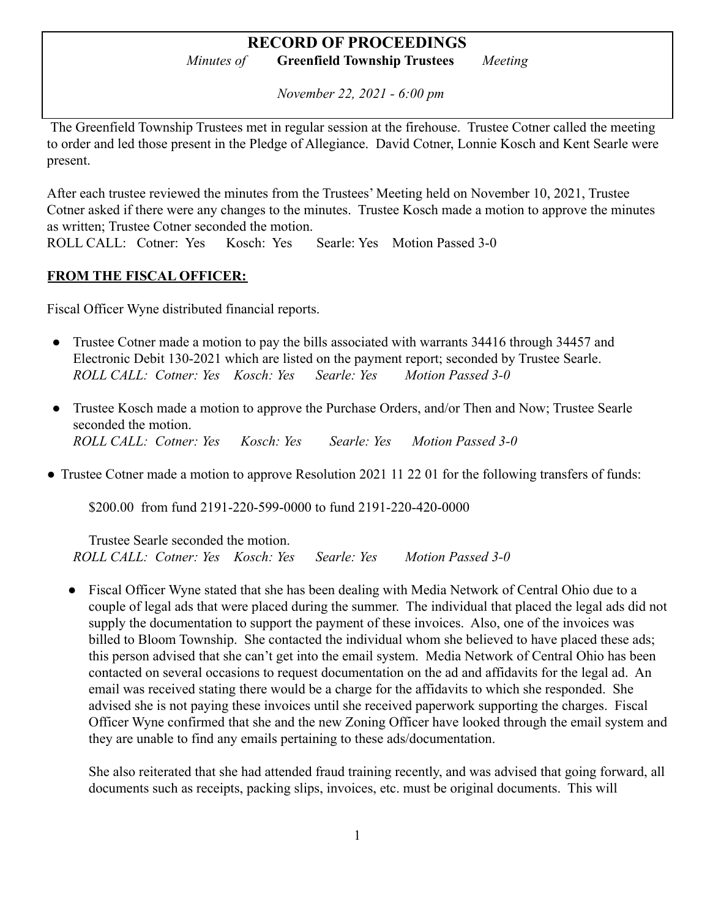# RECORD OF PROCEEDINGS

*Minutes of* **Greenfield Township Trustees** *Meeting*

*November 22, 2021 - 6:00 pm*

The Greenfield Township Trustees met in regular session at the firehouse. Trustee Cotner called the meeting to order and led those present in the Pledge of Allegiance. David Cotner, Lonnie Kosch and Kent Searle were present.

After each trustee reviewed the minutes from the Trustees' Meeting held on November 10, 2021, Trustee Cotner asked if there were any changes to the minutes. Trustee Kosch made a motion to approve the minutes as written; Trustee Cotner seconded the motion.
ROLL CALL: Cotner: Yes Kosch: Yes Searle: Yes Motion Passed 3-0

## FROM THE FISCAL OFFICER:

Fiscal Officer Wyne distributed financial reports.

- Trustee Cotner made a motion to pay the bills associated with warrants 34416 through 34457 and Electronic Debit 130-2021 which are listed on the payment report; seconded by Trustee Searle.
  *ROLL CALL: Cotner: Yes Kosch: Yes Searle: Yes Motion Passed 3-0*

- Trustee Kosch made a motion to approve the Purchase Orders, and/or Then and Now; Trustee Searle seconded the motion.
  *ROLL CALL: Cotner: Yes Kosch: Yes Searle: Yes Motion Passed 3-0*

- Trustee Cotner made a motion to approve Resolution 2021 11 22 01 for the following transfers of funds:

  $200.00 from fund 2191-220-599-0000 to fund 2191-220-420-0000

  Trustee Searle seconded the motion.
  *ROLL CALL: Cotner: Yes Kosch: Yes Searle: Yes Motion Passed 3-0*

- Fiscal Officer Wyne stated that she has been dealing with Media Network of Central Ohio due to a couple of legal ads that were placed during the summer. The individual that placed the legal ads did not supply the documentation to support the payment of these invoices. Also, one of the invoices was billed to Bloom Township. She contacted the individual whom she believed to have placed these ads; this person advised that she can't get into the email system. Media Network of Central Ohio has been contacted on several occasions to request documentation on the ad and affidavits for the legal ad. An email was received stating there would be a charge for the affidavits to which she responded. She advised she is not paying these invoices until she received paperwork supporting the charges. Fiscal Officer Wyne confirmed that she and the new Zoning Officer have looked through the email system and they are unable to find any emails pertaining to these ads/documentation.

  She also reiterated that she had attended fraud training recently, and was advised that going forward, all documents such as receipts, packing slips, invoices, etc. must be original documents. This will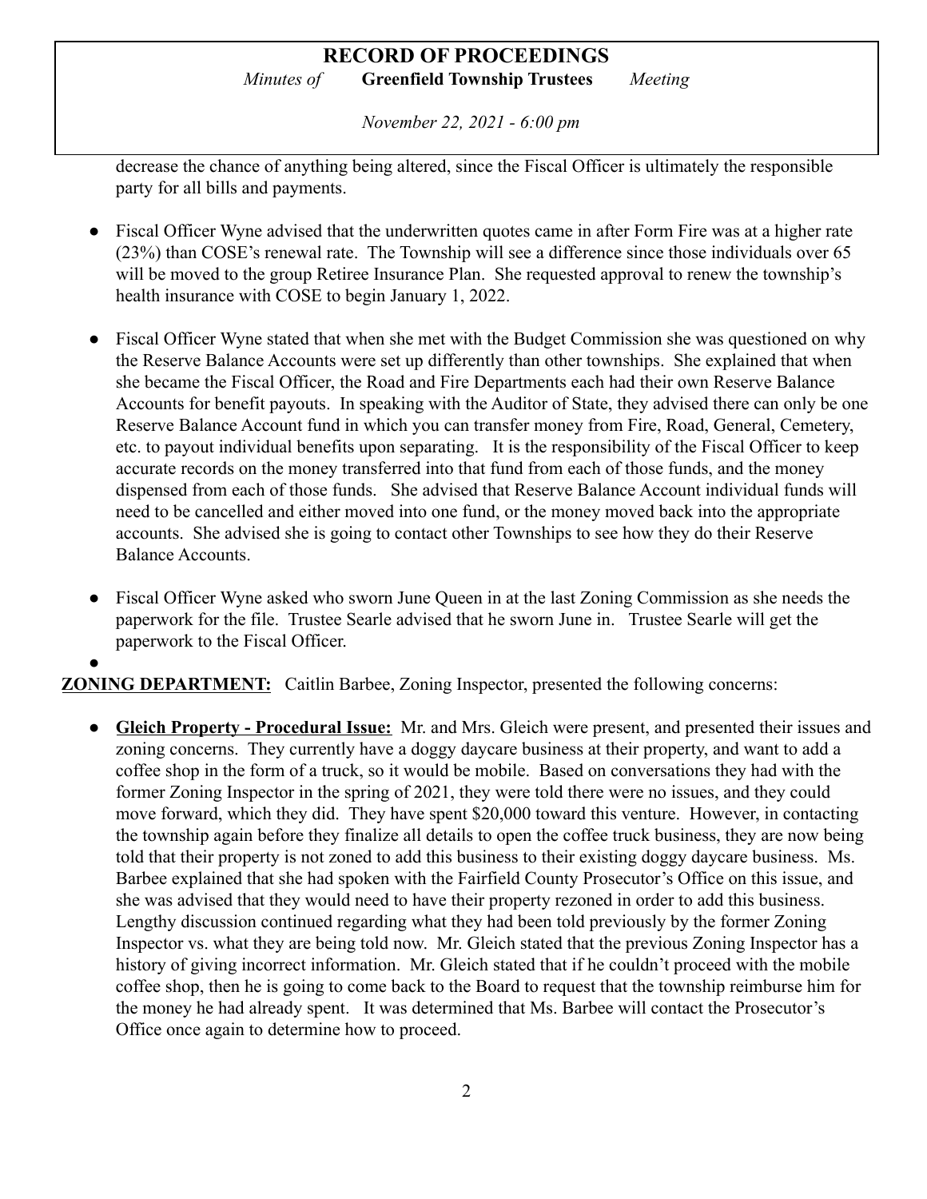decrease the chance of anything being altered, since the Fiscal Officer is ultimately the responsible party for all bills and payments.

- Fiscal Officer Wyne advised that the underwritten quotes came in after Form Fire was at a higher rate (23%) than COSE's renewal rate. The Township will see a difference since those individuals over 65 will be moved to the group Retiree Insurance Plan. She requested approval to renew the township's health insurance with COSE to begin January 1, 2022.

- Fiscal Officer Wyne stated that when she met with the Budget Commission she was questioned on why the Reserve Balance Accounts were set up differently than other townships. She explained that when she became the Fiscal Officer, the Road and Fire Departments each had their own Reserve Balance Accounts for benefit payouts. In speaking with the Auditor of State, they advised there can only be one Reserve Balance Account fund in which you can transfer money from Fire, Road, General, Cemetery, etc. to payout individual benefits upon separating. It is the responsibility of the Fiscal Officer to keep accurate records on the money transferred into that fund from each of those funds, and the money dispensed from each of those funds. She advised that Reserve Balance Account individual funds will need to be cancelled and either moved into one fund, or the money moved back into the appropriate accounts. She advised she is going to contact other Townships to see how they do their Reserve Balance Accounts.

- Fiscal Officer Wyne asked who sworn June Queen in at the last Zoning Commission as she needs the paperwork for the file. Trustee Searle advised that he sworn June in. Trustee Searle will get the paperwork to the Fiscal Officer.

**ZONING DEPARTMENT:** Caitlin Barbee, Zoning Inspector, presented the following concerns:

- **Gleich Property - Procedural Issue:** Mr. and Mrs. Gleich were present, and presented their issues and zoning concerns. They currently have a doggy daycare business at their property, and want to add a coffee shop in the form of a truck, so it would be mobile. Based on conversations they had with the former Zoning Inspector in the spring of 2021, they were told there were no issues, and they could move forward, which they did. They have spent $20,000 toward this venture. However, in contacting the township again before they finalize all details to open the coffee truck business, they are now being told that their property is not zoned to add this business to their existing doggy daycare business. Ms. Barbee explained that she had spoken with the Fairfield County Prosecutor's Office on this issue, and she was advised that they would need to have their property rezoned in order to add this business. Lengthy discussion continued regarding what they had been told previously by the former Zoning Inspector vs. what they are being told now. Mr. Gleich stated that the previous Zoning Inspector has a history of giving incorrect information. Mr. Gleich stated that if he couldn't proceed with the mobile coffee shop, then he is going to come back to the Board to request that the township reimburse him for the money he had already spent. It was determined that Ms. Barbee will contact the Prosecutor's Office once again to determine how to proceed.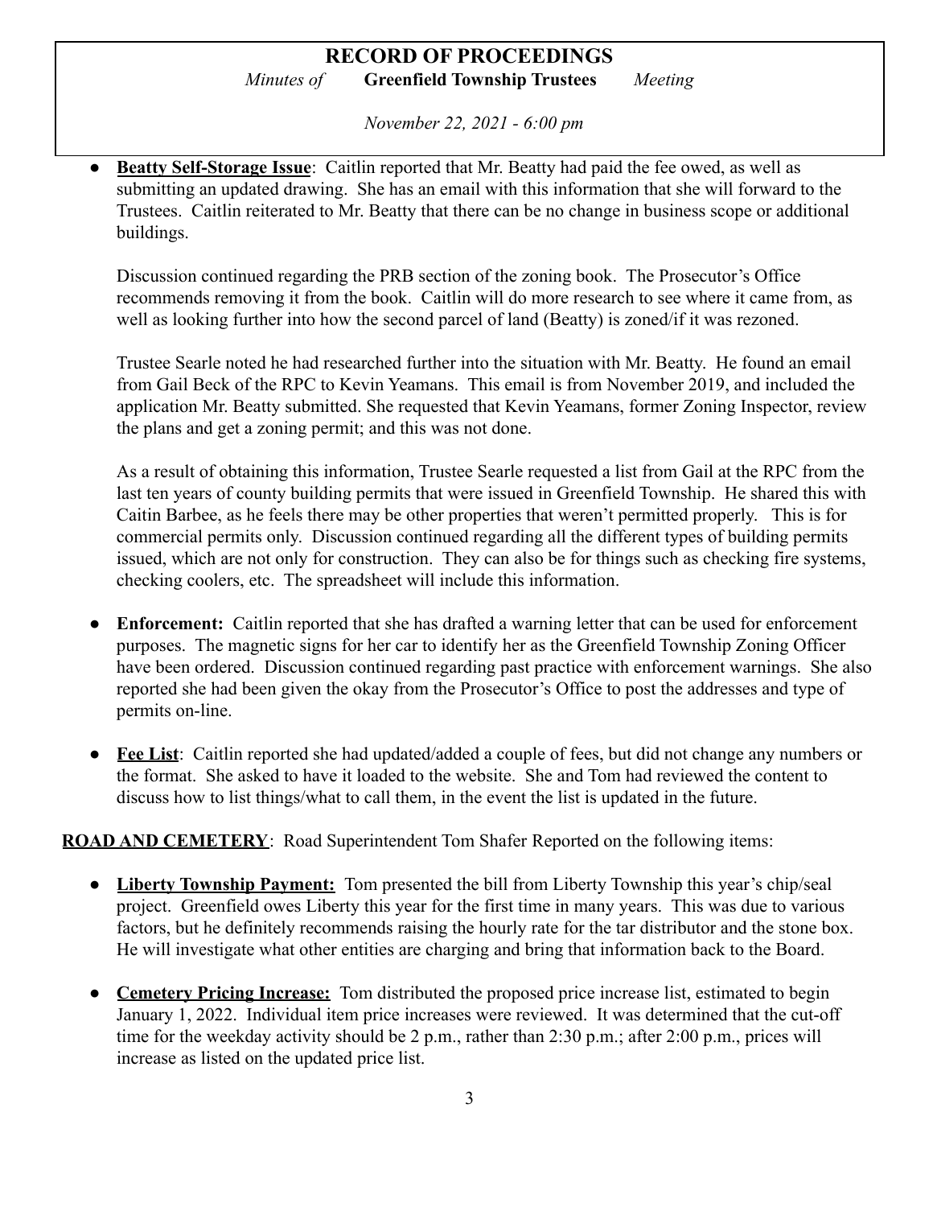- **Beatty Self-Storage Issue**: Caitlin reported that Mr. Beatty had paid the fee owed, as well as submitting an updated drawing. She has an email with this information that she will forward to the Trustees. Caitlin reiterated to Mr. Beatty that there can be no change in business scope or additional buildings.

  Discussion continued regarding the PRB section of the zoning book. The Prosecutor's Office recommends removing it from the book. Caitlin will do more research to see where it came from, as well as looking further into how the second parcel of land (Beatty) is zoned/if it was rezoned.

  Trustee Searle noted he had researched further into the situation with Mr. Beatty. He found an email from Gail Beck of the RPC to Kevin Yeamans. This email is from November 2019, and included the application Mr. Beatty submitted. She requested that Kevin Yeamans, former Zoning Inspector, review the plans and get a zoning permit; and this was not done.

  As a result of obtaining this information, Trustee Searle requested a list from Gail at the RPC from the last ten years of county building permits that were issued in Greenfield Township. He shared this with Caitin Barbee, as he feels there may be other properties that weren't permitted properly. This is for commercial permits only. Discussion continued regarding all the different types of building permits issued, which are not only for construction. They can also be for things such as checking fire systems, checking coolers, etc. The spreadsheet will include this information.

- **Enforcement:** Caitlin reported that she has drafted a warning letter that can be used for enforcement purposes. The magnetic signs for her car to identify her as the Greenfield Township Zoning Officer have been ordered. Discussion continued regarding past practice with enforcement warnings. She also reported she had been given the okay from the Prosecutor's Office to post the addresses and type of permits on-line.

- **Fee List**: Caitlin reported she had updated/added a couple of fees, but did not change any numbers or the format. She asked to have it loaded to the website. She and Tom had reviewed the content to discuss how to list things/what to call them, in the event the list is updated in the future.

**ROAD AND CEMETERY**: Road Superintendent Tom Shafer Reported on the following items:

- **Liberty Township Payment:** Tom presented the bill from Liberty Township this year's chip/seal project. Greenfield owes Liberty this year for the first time in many years. This was due to various factors, but he definitely recommends raising the hourly rate for the tar distributor and the stone box. He will investigate what other entities are charging and bring that information back to the Board.

- **Cemetery Pricing Increase:** Tom distributed the proposed price increase list, estimated to begin January 1, 2022. Individual item price increases were reviewed. It was determined that the cut-off time for the weekday activity should be 2 p.m., rather than 2:30 p.m.; after 2:00 p.m., prices will increase as listed on the updated price list.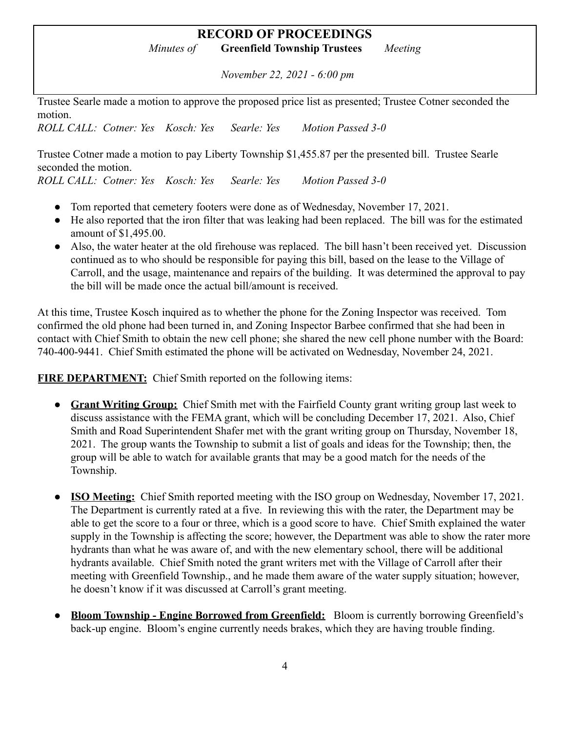Trustee Searle made a motion to approve the proposed price list as presented; Trustee Cotner seconded the motion.

*ROLL CALL: Cotner: Yes Kosch: Yes Searle: Yes Motion Passed 3-0*

Trustee Cotner made a motion to pay Liberty Township $1,455.87 per the presented bill. Trustee Searle seconded the motion.

*ROLL CALL: Cotner: Yes Kosch: Yes Searle: Yes Motion Passed 3-0*

- Tom reported that cemetery footers were done as of Wednesday, November 17, 2021.
- He also reported that the iron filter that was leaking had been replaced. The bill was for the estimated amount of $1,495.00.
- Also, the water heater at the old firehouse was replaced. The bill hasn't been received yet. Discussion continued as to who should be responsible for paying this bill, based on the lease to the Village of Carroll, and the usage, maintenance and repairs of the building. It was determined the approval to pay the bill will be made once the actual bill/amount is received.

At this time, Trustee Kosch inquired as to whether the phone for the Zoning Inspector was received. Tom confirmed the old phone had been turned in, and Zoning Inspector Barbee confirmed that she had been in contact with Chief Smith to obtain the new cell phone; she shared the new cell phone number with the Board: 740-400-9441. Chief Smith estimated the phone will be activated on Wednesday, November 24, 2021.

**FIRE DEPARTMENT:** Chief Smith reported on the following items:

- **Grant Writing Group:** Chief Smith met with the Fairfield County grant writing group last week to discuss assistance with the FEMA grant, which will be concluding December 17, 2021. Also, Chief Smith and Road Superintendent Shafer met with the grant writing group on Thursday, November 18, 2021. The group wants the Township to submit a list of goals and ideas for the Township; then, the group will be able to watch for available grants that may be a good match for the needs of the Township.

- **ISO Meeting:** Chief Smith reported meeting with the ISO group on Wednesday, November 17, 2021. The Department is currently rated at a five. In reviewing this with the rater, the Department may be able to get the score to a four or three, which is a good score to have. Chief Smith explained the water supply in the Township is affecting the score; however, the Department was able to show the rater more hydrants than what he was aware of, and with the new elementary school, there will be additional hydrants available. Chief Smith noted the grant writers met with the Village of Carroll after their meeting with Greenfield Township., and he made them aware of the water supply situation; however, he doesn't know if it was discussed at Carroll's grant meeting.

- **Bloom Township - Engine Borrowed from Greenfield:** Bloom is currently borrowing Greenfield's back-up engine. Bloom's engine currently needs brakes, which they are having trouble finding.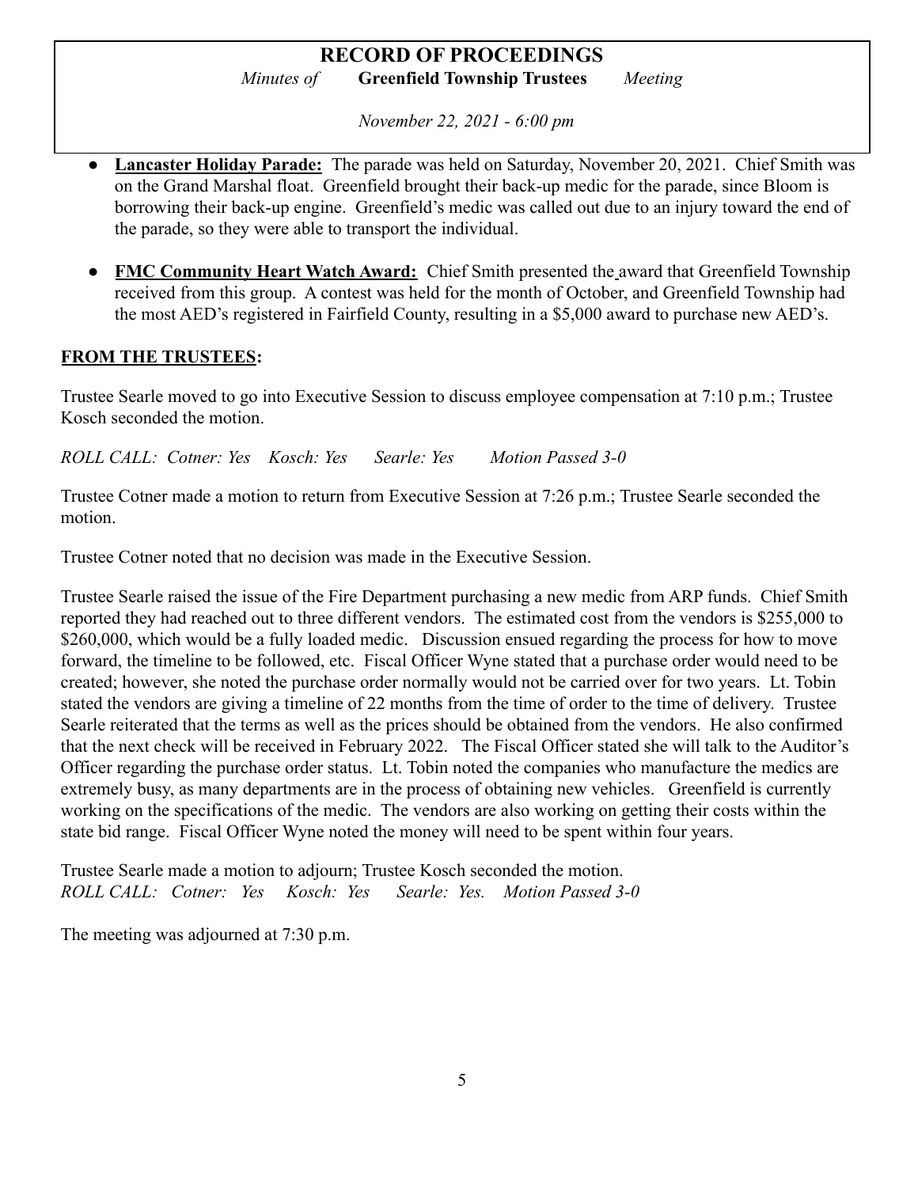- **Lancaster Holiday Parade:** The parade was held on Saturday, November 20, 2021. Chief Smith was on the Grand Marshal float. Greenfield brought their back-up medic for the parade, since Bloom is borrowing their back-up engine. Greenfield's medic was called out due to an injury toward the end of the parade, so they were able to transport the individual.

- **FMC Community Heart Watch Award:** Chief Smith presented the award that Greenfield Township received from this group. A contest was held for the month of October, and Greenfield Township had the most AED's registered in Fairfield County, resulting in a $5,000 award to purchase new AED's.

## FROM THE TRUSTEES:

Trustee Searle moved to go into Executive Session to discuss employee compensation at 7:10 p.m.; Trustee Kosch seconded the motion.

*ROLL CALL: Cotner: Yes Kosch: Yes Searle: Yes Motion Passed 3-0*

Trustee Cotner made a motion to return from Executive Session at 7:26 p.m.; Trustee Searle seconded the motion.

Trustee Cotner noted that no decision was made in the Executive Session.

Trustee Searle raised the issue of the Fire Department purchasing a new medic from ARP funds. Chief Smith reported they had reached out to three different vendors. The estimated cost from the vendors is $255,000 to $260,000, which would be a fully loaded medic. Discussion ensued regarding the process for how to move forward, the timeline to be followed, etc. Fiscal Officer Wyne stated that a purchase order would need to be created; however, she noted the purchase order normally would not be carried over for two years. Lt. Tobin stated the vendors are giving a timeline of 22 months from the time of order to the time of delivery. Trustee Searle reiterated that the terms as well as the prices should be obtained from the vendors. He also confirmed that the next check will be received in February 2022. The Fiscal Officer stated she will talk to the Auditor's Officer regarding the purchase order status. Lt. Tobin noted the companies who manufacture the medics are extremely busy, as many departments are in the process of obtaining new vehicles. Greenfield is currently working on the specifications of the medic. The vendors are also working on getting their costs within the state bid range. Fiscal Officer Wyne noted the money will need to be spent within four years.

Trustee Searle made a motion to adjourn; Trustee Kosch seconded the motion.
*ROLL CALL: Cotner: Yes Kosch: Yes Searle: Yes. Motion Passed 3-0*

The meeting was adjourned at 7:30 p.m.